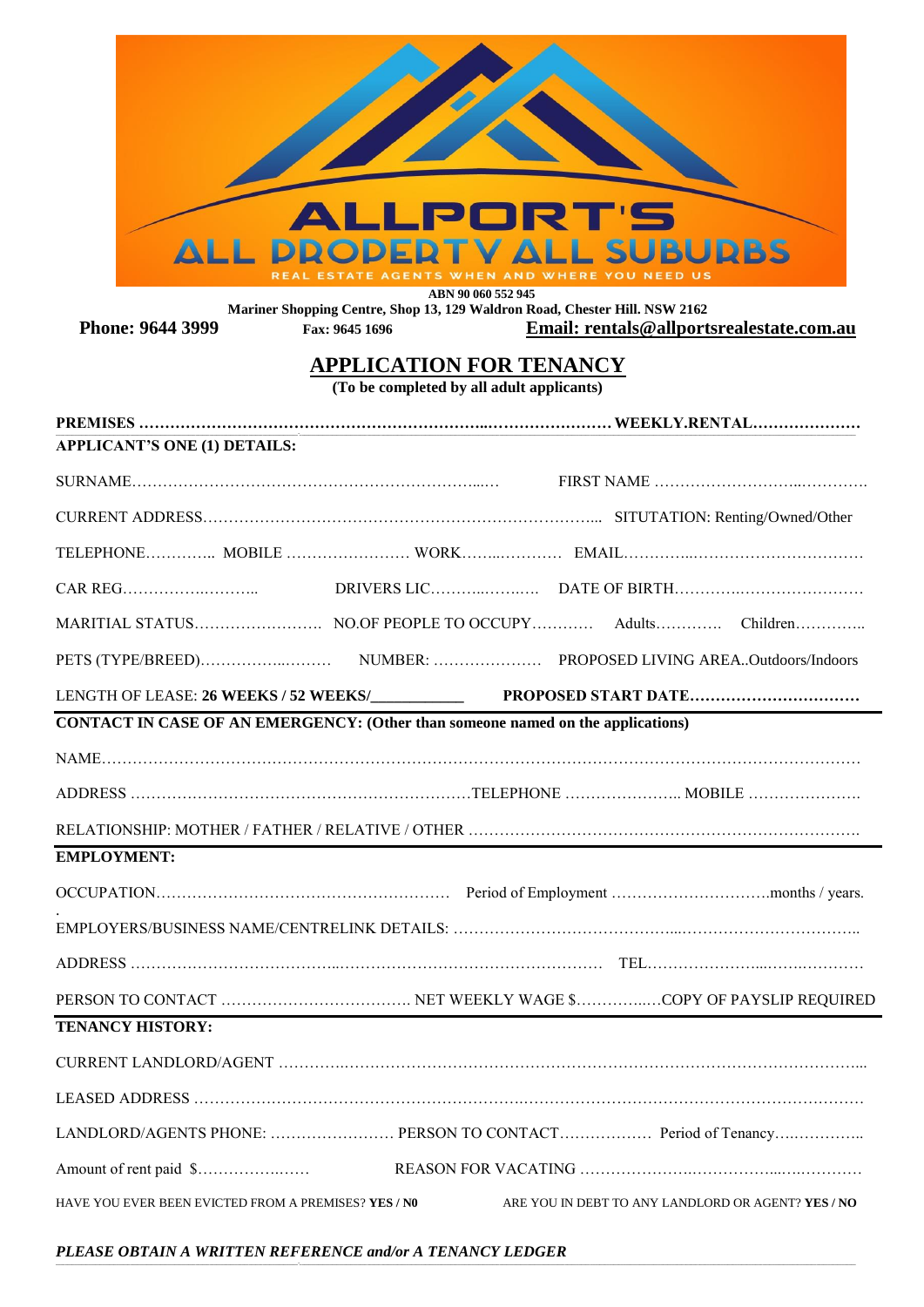ALLPORT'S

ALL PROPERTY ALL SUBURBS

REAL ESTATE AGENTS WHEN AND WHERE YOU NEED US

**ABN 90 060 552 945**

**Mariner Shopping Centre, Shop 13, 129 Waldron Road, Chester Hill. NSW 2162**

**Phone: 9644 3999** **Fax: 9645 1696** **Email: rentals@allportsrealestate.com.au**

# APPLICATION FOR TENANCY

**(To be completed by all adult applicants)**

**PREMISES ……………………………………………………………..…………………… WEEKLY.RENTAL…………………**

**APPLICANT'S ONE (1) DETAILS:**

SURNAME…………………………………………………………...… FIRST NAME ……………………...………….

CURRENT ADDRESS………………………………………………………………….... SITUTATION: Renting/Owned/Other

TELEPHONE………….. MOBILE …………………… WORK……..………… EMAIL……….…...…………………………

CAR REG…………….……….. DRIVERS LIC………..…….… DATE OF BIRTH…………….…………………

MARITIAL STATUS……………………. NO.OF PEOPLE TO OCCUPY………… Adults…………. Children…………..

PETS (TYPE/BREED)……………...……… NUMBER: ………………… PROPOSED LIVING AREA..Outdoors/Indoors

LENGTH OF LEASE: **26 WEEKS / 52 WEEKS/___________** **PROPOSED START DATE……………………………**

**CONTACT IN CASE OF AN EMERGENCY: (Other than someone named on the applications)**

NAME……………………………………………………………………………………………………………………

ADDRESS …………………………………………………………TELEPHONE ………………….. MOBILE ………………….

RELATIONSHIP: MOTHER / FATHER / RELATIVE / OTHER ……………………………………………………………….

**EMPLOYMENT:**

OCCUPATION………………………………………………… Period of Employment ………………………….months / years.

EMPLOYERS/BUSINESS NAME/CENTRELINK DETAILS: …………………………………....…………………………..

ADDRESS ………………………………...…………………………………………… TEL…………………...….……….

PERSON TO CONTACT ………………………………. NET WEEKLY WAGE $…………..…COPY OF PAYSLIP REQUIRED

**TENANCY HISTORY:**

CURRENT LANDLORD/AGENT ………….…………………………………………………………………………………...

LEASED ADDRESS ………………………………………………………………………………………………………

LANDLORD/AGENTS PHONE: …………………… PERSON TO CONTACT……………… Period of Tenancy….…………..

Amount of rent paid $………………..…… REASON FOR VACATING ………………….……………..….………

HAVE YOU EVER BEEN EVICTED FROM A PREMISES? **YES / N0** ARE YOU IN DEBT TO ANY LANDLORD OR AGENT? **YES / NO**

***PLEASE OBTAIN A WRITTEN REFERENCE and/or A TENANCY LEDGER***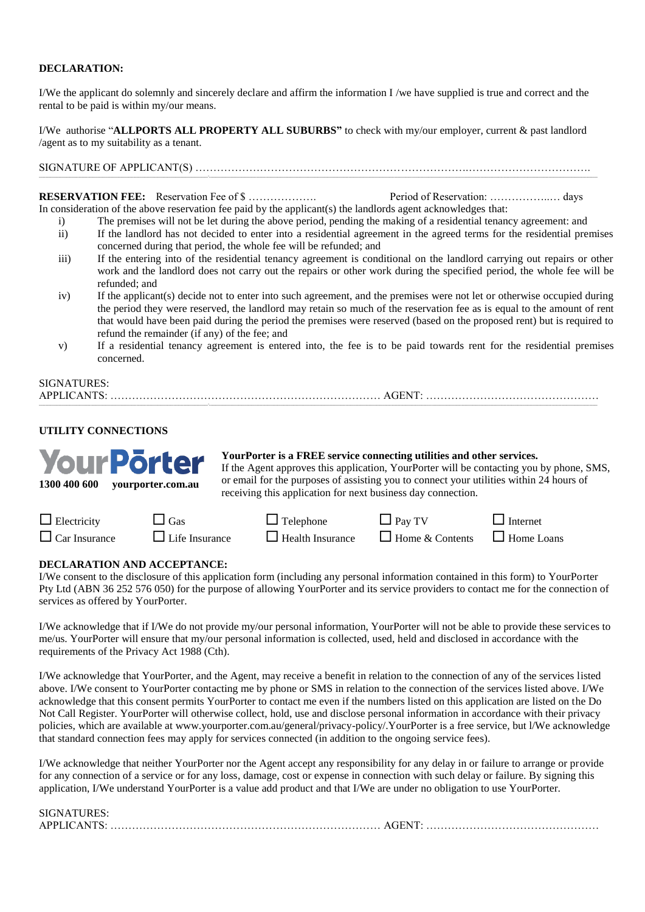**DECLARATION:**

I/We the applicant do solemnly and sincerely declare and affirm the information I /we have supplied is true and correct and the rental to be paid is within my/our means.

I/We authorise "**ALLPORTS ALL PROPERTY ALL SUBURBS"** to check with my/our employer, current & past landlord /agent as to my suitability as a tenant.

SIGNATURE OF APPLICANT(S) ……………………………………………………………………..…………………………….

**RESERVATION FEE:** Reservation Fee of $ ………………. Period of Reservation: ……………..… days

In consideration of the above reservation fee paid by the applicant(s) the landlords agent acknowledges that:

i) The premises will not be let during the above period, pending the making of a residential tenancy agreement: and
ii) If the landlord has not decided to enter into a residential agreement in the agreed terms for the residential premises concerned during that period, the whole fee will be refunded; and
iii) If the entering into of the residential tenancy agreement is conditional on the landlord carrying out repairs or other work and the landlord does not carry out the repairs or other work during the specified period, the whole fee will be refunded; and
iv) If the applicant(s) decide not to enter into such agreement, and the premises were not let or otherwise occupied during the period they were reserved, the landlord may retain so much of the reservation fee as is equal to the amount of rent that would have been paid during the period the premises were reserved (based on the proposed rent) but is required to refund the remainder (if any) of the fee; and
v) If a residential tenancy agreement is entered into, the fee is to be paid towards rent for the residential premises concerned.

SIGNATURES:
APPLICANTS: ………………………………………………………………… AGENT: …………………………………………

**UTILITY CONNECTIONS**

**YourPorter**
**1300 400 600** **yourporter.com.au**

**YourPorter is a FREE service connecting utilities and other services.**
If the Agent approves this application, YourPorter will be contacting you by phone, SMS, or email for the purposes of assisting you to connect your utilities within 24 hours of receiving this application for next business day connection.

| ☐ Electricity | ☐ Gas | ☐ Telephone | ☐ Pay TV | ☐ Internet |
|---|---|---|---|---|
| ☐ Car Insurance | ☐ Life Insurance | ☐ Health Insurance | ☐ Home & Contents | ☐ Home Loans |

**DECLARATION AND ACCEPTANCE:**

I/We consent to the disclosure of this application form (including any personal information contained in this form) to YourPorter Pty Ltd (ABN 36 252 576 050) for the purpose of allowing YourPorter and its service providers to contact me for the connection of services as offered by YourPorter.

I/We acknowledge that if I/We do not provide my/our personal information, YourPorter will not be able to provide these services to me/us. YourPorter will ensure that my/our personal information is collected, used, held and disclosed in accordance with the requirements of the Privacy Act 1988 (Cth).

I/We acknowledge that YourPorter, and the Agent, may receive a benefit in relation to the connection of any of the services listed above. I/We consent to YourPorter contacting me by phone or SMS in relation to the connection of the services listed above. I/We acknowledge that this consent permits YourPorter to contact me even if the numbers listed on this application are listed on the Do Not Call Register. YourPorter will otherwise collect, hold, use and disclose personal information in accordance with their privacy policies, which are available at www.yourporter.com.au/general/privacy-policy/.YourPorter is a free service, but I/We acknowledge that standard connection fees may apply for services connected (in addition to the ongoing service fees).

I/We acknowledge that neither YourPorter nor the Agent accept any responsibility for any delay in or failure to arrange or provide for any connection of a service or for any loss, damage, cost or expense in connection with such delay or failure. By signing this application, I/We understand YourPorter is a value add product and that I/We are under no obligation to use YourPorter.

SIGNATURES:
APPLICANTS: ………………………………………………………………… AGENT: …………………………………………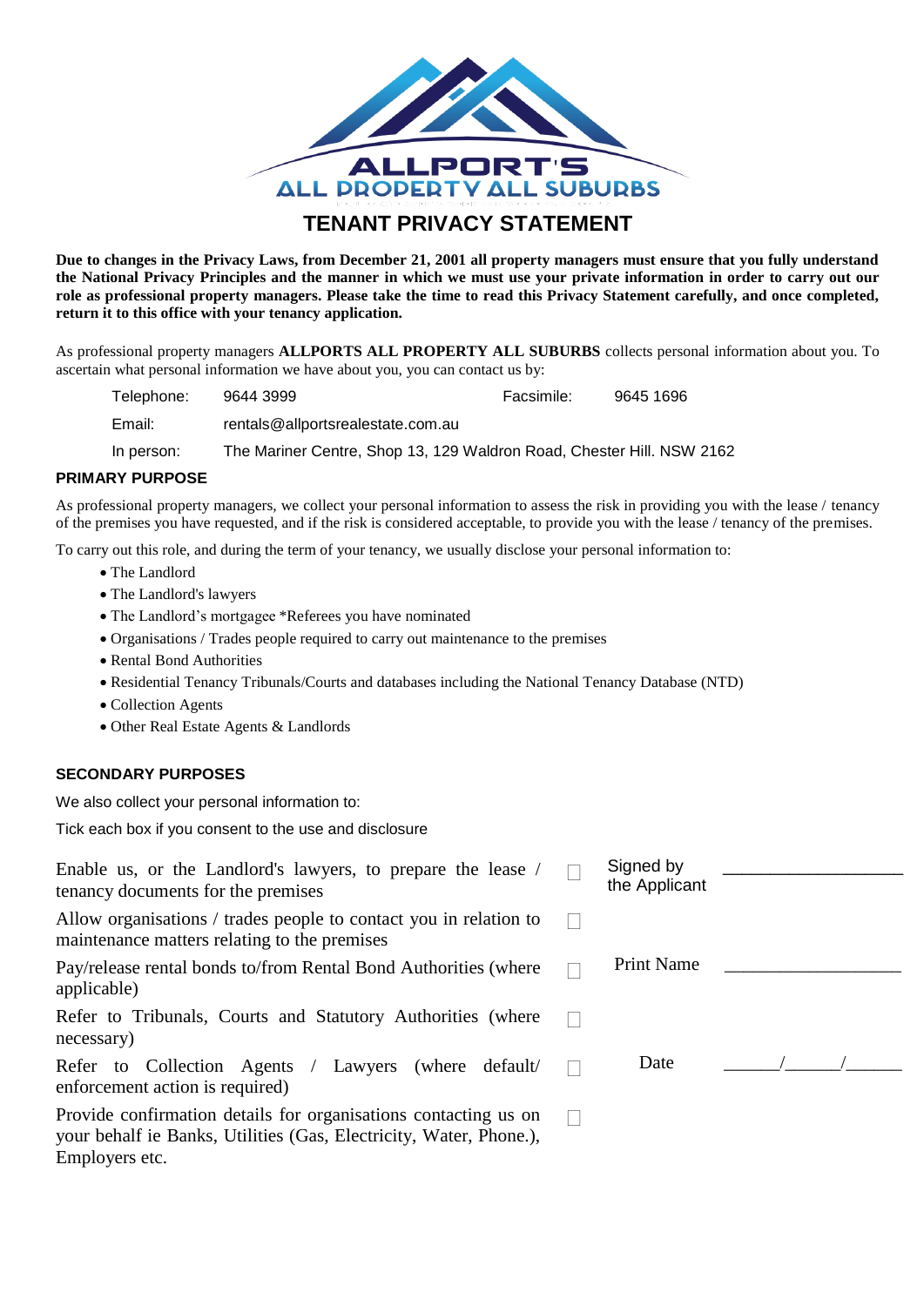**ALLPORT'S**
**ALL PROPERTY ALL SUBURBS**

# TENANT PRIVACY STATEMENT

**Due to changes in the Privacy Laws, from December 21, 2001 all property managers must ensure that you fully understand the National Privacy Principles and the manner in which we must use your private information in order to carry out our role as professional property managers. Please take the time to read this Privacy Statement carefully, and once completed, return it to this office with your tenancy application.**

As professional property managers **ALLPORTS ALL PROPERTY ALL SUBURBS** collects personal information about you. To ascertain what personal information we have about you, you can contact us by:

| | | | |
|---|---|---|---|
| Telephone: | 9644 3999 | Facsimile: | 9645 1696 |
| Email: | rentals@allportsrealestate.com.au | | |
| In person: | The Mariner Centre, Shop 13, 129 Waldron Road, Chester Hill. NSW 2162 | | |

## PRIMARY PURPOSE

As professional property managers, we collect your personal information to assess the risk in providing you with the lease / tenancy of the premises you have requested, and if the risk is considered acceptable, to provide you with the lease / tenancy of the premises.

To carry out this role, and during the term of your tenancy, we usually disclose your personal information to:

- The Landlord
- The Landlord's lawyers
- The Landlord's mortgagee *Referees you have nominated
- Organisations / Trades people required to carry out maintenance to the premises
- Rental Bond Authorities
- Residential Tenancy Tribunals/Courts and databases including the National Tenancy Database (NTD)
- Collection Agents
- Other Real Estate Agents & Landlords

## SECONDARY PURPOSES

We also collect your personal information to:

Tick each box if you consent to the use and disclosure

| | | | |
|---|---|---|---|
| Enable us, or the Landlord's lawyers, to prepare the lease / tenancy documents for the premises | ☐ | Signed by the Applicant | ___________________ |
| Allow organisations / trades people to contact you in relation to maintenance matters relating to the premises | ☐ | | |
| Pay/release rental bonds to/from Rental Bond Authorities (where applicable) | ☐ | Print Name | ___________________ |
| Refer to Tribunals, Courts and Statutory Authorities (where necessary) | ☐ | | |
| Refer to Collection Agents / Lawyers (where default/ enforcement action is required) | ☐ | Date | ______/______/______ |
| Provide confirmation details for organisations contacting us on your behalf ie Banks, Utilities (Gas, Electricity, Water, Phone.), Employers etc. | ☐ | | |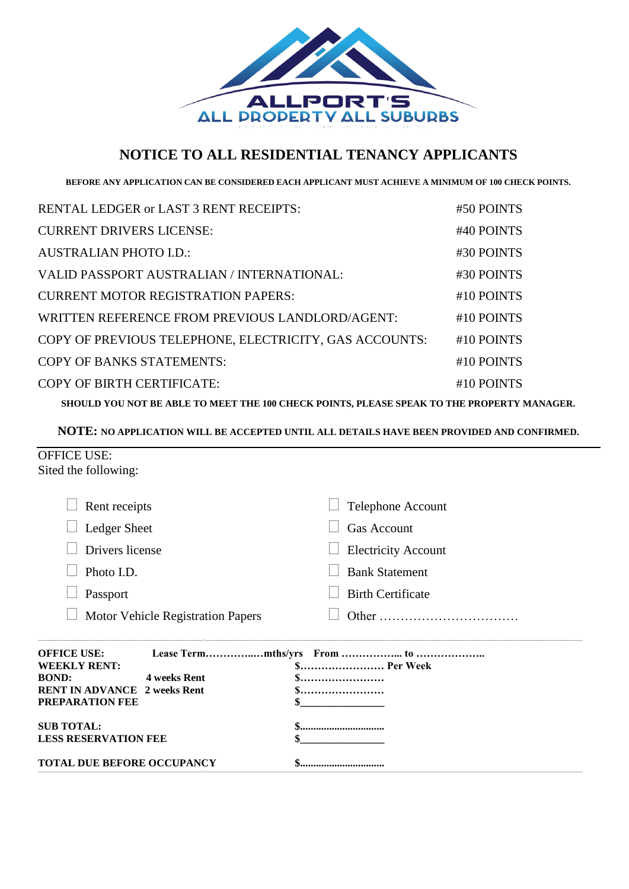ALLPORT'S
ALL PROPERTY ALL SUBURBS

# NOTICE TO ALL RESIDENTIAL TENANCY APPLICANTS

**BEFORE ANY APPLICATION CAN BE CONSIDERED EACH APPLICANT MUST ACHIEVE A MINIMUM OF 100 CHECK POINTS.**

| | |
|---|---|
| RENTAL LEDGER or LAST 3 RENT RECEIPTS: | #50 POINTS |
| CURRENT DRIVERS LICENSE: | #40 POINTS |
| AUSTRALIAN PHOTO I.D.: | #30 POINTS |
| VALID PASSPORT AUSTRALIAN / INTERNATIONAL: | #30 POINTS |
| CURRENT MOTOR REGISTRATION PAPERS: | #10 POINTS |
| WRITTEN REFERENCE FROM PREVIOUS LANDLORD/AGENT: | #10 POINTS |
| COPY OF PREVIOUS TELEPHONE, ELECTRICITY, GAS ACCOUNTS: | #10 POINTS |
| COPY OF BANKS STATEMENTS: | #10 POINTS |
| COPY OF BIRTH CERTIFICATE: | #10 POINTS |

**SHOULD YOU NOT BE ABLE TO MEET THE 100 CHECK POINTS, PLEASE SPEAK TO THE PROPERTY MANAGER.**

**NOTE: NO APPLICATION WILL BE ACCEPTED UNTIL ALL DETAILS HAVE BEEN PROVIDED AND CONFIRMED.**

---

OFFICE USE:
Sited the following:

- ☐ Rent receipts
- ☐ Ledger Sheet
- ☐ Drivers license
- ☐ Photo I.D.
- ☐ Passport
- ☐ Motor Vehicle Registration Papers
- ☐ Telephone Account
- ☐ Gas Account
- ☐ Electricity Account
- ☐ Bank Statement
- ☐ Birth Certificate
- ☐ Other ……………………………

**OFFICE USE:** **Lease Term……………mths/yrs From …………….. to ………………..**

| | | |
|---|---|---|
| **WEEKLY RENT:** | | **$…………………… Per Week** |
| **BOND:** | **4 weeks Rent** | **$……………………** |
| **RENT IN ADVANCE** | **2 weeks Rent** | **$……………………** |
| **PREPARATION FEE** | | **$_______________** |
| **SUB TOTAL:** | | **$...............................** |
| **LESS RESERVATION FEE** | | **$_______________** |
| **TOTAL DUE BEFORE OCCUPANCY** | | **$...............................** |